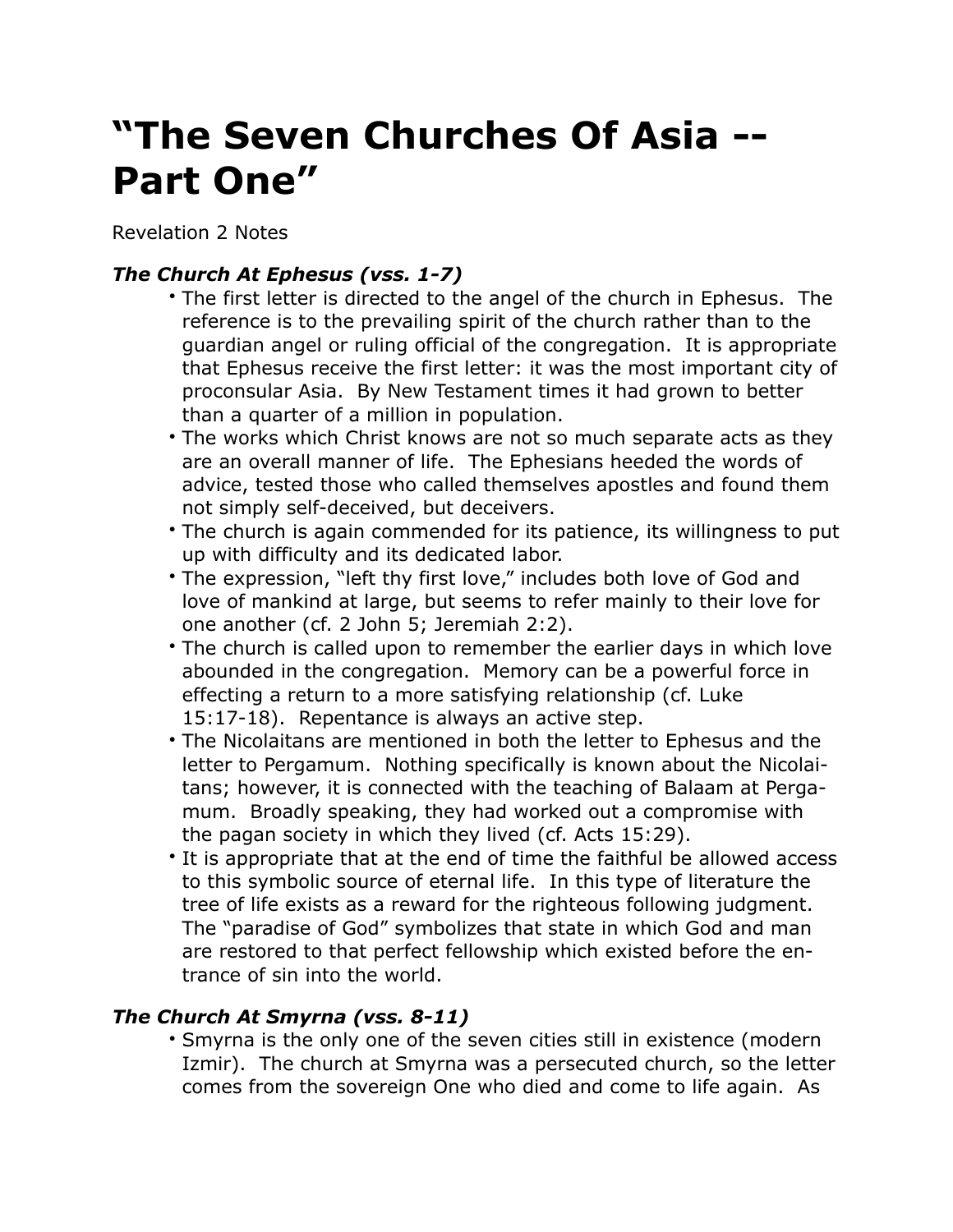# "The Seven Churches Of Asia -- Part One"

Revelation 2 Notes

### *The Church At Ephesus (vss. 1-7)*

- The first letter is directed to the angel of the church in Ephesus. The reference is to the prevailing spirit of the church rather than to the guardian angel or ruling official of the congregation. It is appropriate that Ephesus receive the first letter: it was the most important city of proconsular Asia. By New Testament times it had grown to better than a quarter of a million in population.
- The works which Christ knows are not so much separate acts as they are an overall manner of life. The Ephesians heeded the words of advice, tested those who called themselves apostles and found them not simply self-deceived, but deceivers.
- The church is again commended for its patience, its willingness to put up with difficulty and its dedicated labor.
- The expression, "left thy first love," includes both love of God and love of mankind at large, but seems to refer mainly to their love for one another (cf. 2 John 5; Jeremiah 2:2).
- The church is called upon to remember the earlier days in which love abounded in the congregation. Memory can be a powerful force in effecting a return to a more satisfying relationship (cf. Luke 15:17-18). Repentance is always an active step.
- The Nicolaitans are mentioned in both the letter to Ephesus and the letter to Pergamum. Nothing specifically is known about the Nicolaitans; however, it is connected with the teaching of Balaam at Pergamum. Broadly speaking, they had worked out a compromise with the pagan society in which they lived (cf. Acts 15:29).
- It is appropriate that at the end of time the faithful be allowed access to this symbolic source of eternal life. In this type of literature the tree of life exists as a reward for the righteous following judgment. The "paradise of God" symbolizes that state in which God and man are restored to that perfect fellowship which existed before the entrance of sin into the world.

### *The Church At Smyrna (vss. 8-11)*

- Smyrna is the only one of the seven cities still in existence (modern Izmir). The church at Smyrna was a persecuted church, so the letter comes from the sovereign One who died and come to life again. As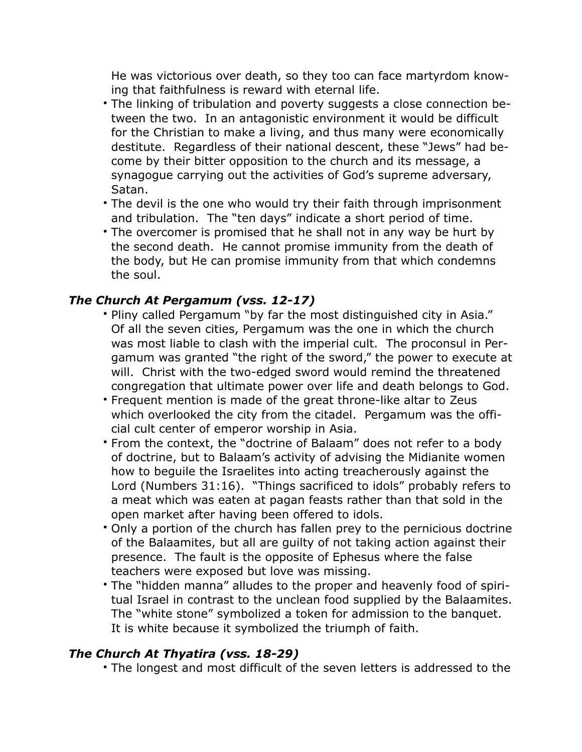He was victorious over death, so they too can face martyrdom knowing that faithfulness is reward with eternal life.

- The linking of tribulation and poverty suggests a close connection between the two. In an antagonistic environment it would be difficult for the Christian to make a living, and thus many were economically destitute. Regardless of their national descent, these "Jews" had become by their bitter opposition to the church and its message, a synagogue carrying out the activities of God's supreme adversary, Satan.
- The devil is the one who would try their faith through imprisonment and tribulation. The "ten days" indicate a short period of time.
- The overcomer is promised that he shall not in any way be hurt by the second death. He cannot promise immunity from the death of the body, but He can promise immunity from that which condemns the soul.

### *The Church At Pergamum (vss. 12-17)*

- Pliny called Pergamum "by far the most distinguished city in Asia." Of all the seven cities, Pergamum was the one in which the church was most liable to clash with the imperial cult. The proconsul in Pergamum was granted "the right of the sword," the power to execute at will. Christ with the two-edged sword would remind the threatened congregation that ultimate power over life and death belongs to God.
- Frequent mention is made of the great throne-like altar to Zeus which overlooked the city from the citadel. Pergamum was the official cult center of emperor worship in Asia.
- From the context, the "doctrine of Balaam" does not refer to a body of doctrine, but to Balaam's activity of advising the Midianite women how to beguile the Israelites into acting treacherously against the Lord (Numbers 31:16). "Things sacrificed to idols" probably refers to a meat which was eaten at pagan feasts rather than that sold in the open market after having been offered to idols.
- Only a portion of the church has fallen prey to the pernicious doctrine of the Balaamites, but all are guilty of not taking action against their presence. The fault is the opposite of Ephesus where the false teachers were exposed but love was missing.
- The "hidden manna" alludes to the proper and heavenly food of spiritual Israel in contrast to the unclean food supplied by the Balaamites. The "white stone" symbolized a token for admission to the banquet. It is white because it symbolized the triumph of faith.

### *The Church At Thyatira (vss. 18-29)*

- The longest and most difficult of the seven letters is addressed to the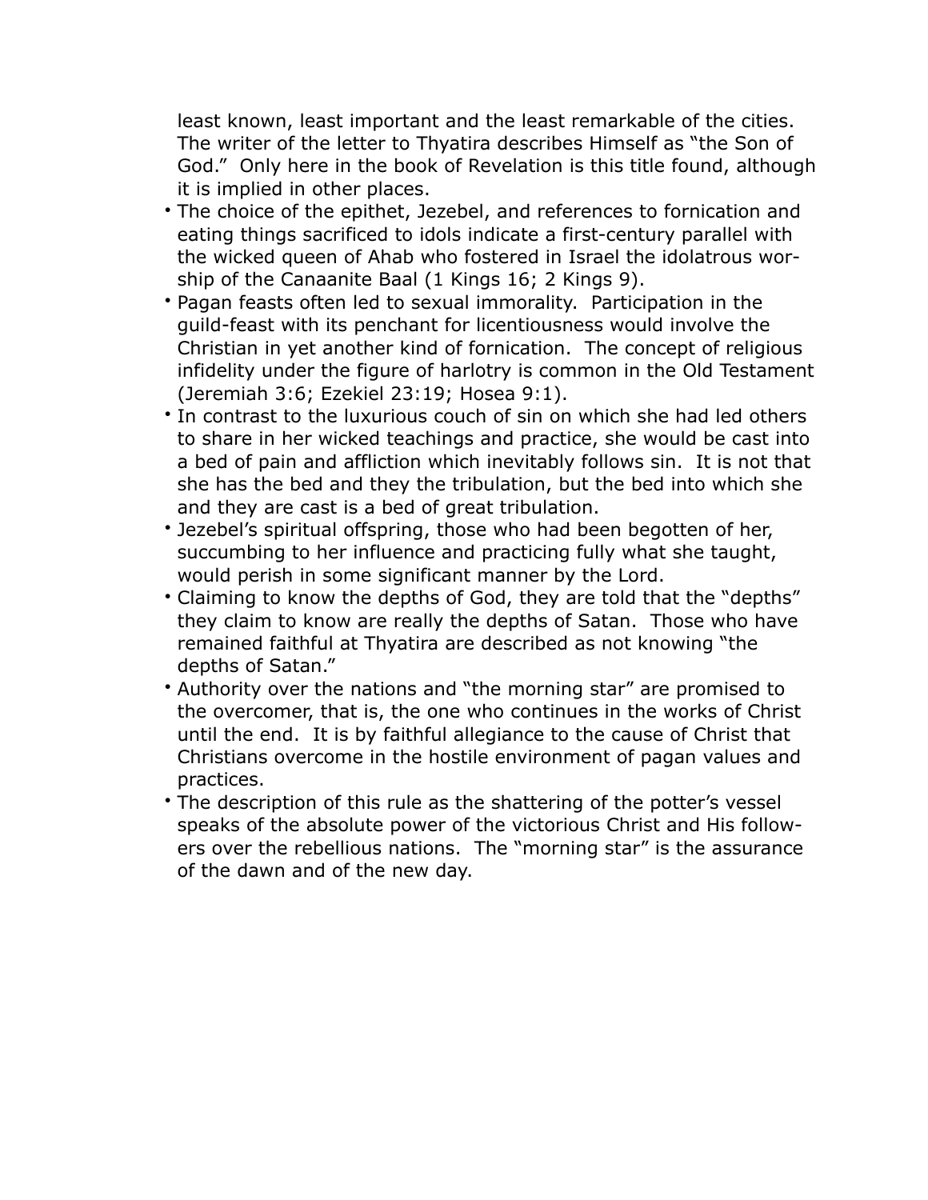least known, least important and the least remarkable of the cities. The writer of the letter to Thyatira describes Himself as "the Son of God." Only here in the book of Revelation is this title found, although it is implied in other places.

- The choice of the epithet, Jezebel, and references to fornication and eating things sacrificed to idols indicate a first-century parallel with the wicked queen of Ahab who fostered in Israel the idolatrous worship of the Canaanite Baal (1 Kings 16; 2 Kings 9).
- Pagan feasts often led to sexual immorality. Participation in the guild-feast with its penchant for licentiousness would involve the Christian in yet another kind of fornication. The concept of religious infidelity under the figure of harlotry is common in the Old Testament (Jeremiah 3:6; Ezekiel 23:19; Hosea 9:1).
- In contrast to the luxurious couch of sin on which she had led others to share in her wicked teachings and practice, she would be cast into a bed of pain and affliction which inevitably follows sin. It is not that she has the bed and they the tribulation, but the bed into which she and they are cast is a bed of great tribulation.
- Jezebel's spiritual offspring, those who had been begotten of her, succumbing to her influence and practicing fully what she taught, would perish in some significant manner by the Lord.
- Claiming to know the depths of God, they are told that the "depths" they claim to know are really the depths of Satan. Those who have remained faithful at Thyatira are described as not knowing "the depths of Satan."
- Authority over the nations and "the morning star" are promised to the overcomer, that is, the one who continues in the works of Christ until the end. It is by faithful allegiance to the cause of Christ that Christians overcome in the hostile environment of pagan values and practices.
- The description of this rule as the shattering of the potter's vessel speaks of the absolute power of the victorious Christ and His followers over the rebellious nations. The "morning star" is the assurance of the dawn and of the new day.